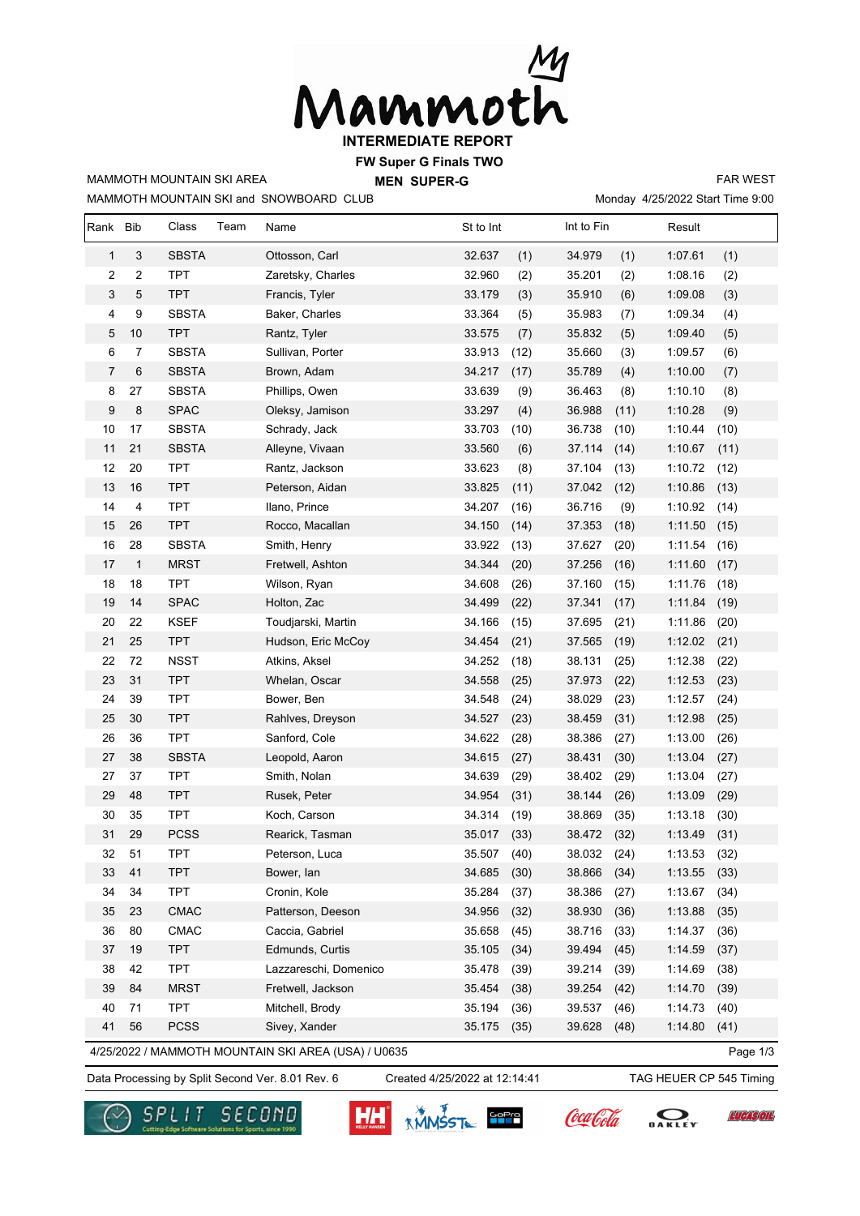# Mammoth

## INTERMEDIATE REPORT

### FW Super G Finals TWO

MAMMOTH MOUNTAIN SKI AREA — **MEN SUPER-G** — FAR WEST

MAMMOTH MOUNTAIN SKI and SNOWBOARD CLUB — Monday 4/25/2022 Start Time 9:00

| Rank | Bib | Class | Team | Name | St to Int | | Int to Fin | | Result | |
|---|---|---|---|---|---|---|---|---|---|---|
| 1 | 3 | SBSTA | | Ottosson, Carl | 32.637 | (1) | 34.979 | (1) | 1:07.61 | (1) |
| 2 | 2 | TPT | | Zaretsky, Charles | 32.960 | (2) | 35.201 | (2) | 1:08.16 | (2) |
| 3 | 5 | TPT | | Francis, Tyler | 33.179 | (3) | 35.910 | (6) | 1:09.08 | (3) |
| 4 | 9 | SBSTA | | Baker, Charles | 33.364 | (5) | 35.983 | (7) | 1:09.34 | (4) |
| 5 | 10 | TPT | | Rantz, Tyler | 33.575 | (7) | 35.832 | (5) | 1:09.40 | (5) |
| 6 | 7 | SBSTA | | Sullivan, Porter | 33.913 | (12) | 35.660 | (3) | 1:09.57 | (6) |
| 7 | 6 | SBSTA | | Brown, Adam | 34.217 | (17) | 35.789 | (4) | 1:10.00 | (7) |
| 8 | 27 | SBSTA | | Phillips, Owen | 33.639 | (9) | 36.463 | (8) | 1:10.10 | (8) |
| 9 | 8 | SPAC | | Oleksy, Jamison | 33.297 | (4) | 36.988 | (11) | 1:10.28 | (9) |
| 10 | 17 | SBSTA | | Schrady, Jack | 33.703 | (10) | 36.738 | (10) | 1:10.44 | (10) |
| 11 | 21 | SBSTA | | Alleyne, Vivaan | 33.560 | (6) | 37.114 | (14) | 1:10.67 | (11) |
| 12 | 20 | TPT | | Rantz, Jackson | 33.623 | (8) | 37.104 | (13) | 1:10.72 | (12) |
| 13 | 16 | TPT | | Peterson, Aidan | 33.825 | (11) | 37.042 | (12) | 1:10.86 | (13) |
| 14 | 4 | TPT | | Ilano, Prince | 34.207 | (16) | 36.716 | (9) | 1:10.92 | (14) |
| 15 | 26 | TPT | | Rocco, Macallan | 34.150 | (14) | 37.353 | (18) | 1:11.50 | (15) |
| 16 | 28 | SBSTA | | Smith, Henry | 33.922 | (13) | 37.627 | (20) | 1:11.54 | (16) |
| 17 | 1 | MRST | | Fretwell, Ashton | 34.344 | (20) | 37.256 | (16) | 1:11.60 | (17) |
| 18 | 18 | TPT | | Wilson, Ryan | 34.608 | (26) | 37.160 | (15) | 1:11.76 | (18) |
| 19 | 14 | SPAC | | Holton, Zac | 34.499 | (22) | 37.341 | (17) | 1:11.84 | (19) |
| 20 | 22 | KSEF | | Toudjarski, Martin | 34.166 | (15) | 37.695 | (21) | 1:11.86 | (20) |
| 21 | 25 | TPT | | Hudson, Eric McCoy | 34.454 | (21) | 37.565 | (19) | 1:12.02 | (21) |
| 22 | 72 | NSST | | Atkins, Aksel | 34.252 | (18) | 38.131 | (25) | 1:12.38 | (22) |
| 23 | 31 | TPT | | Whelan, Oscar | 34.558 | (25) | 37.973 | (22) | 1:12.53 | (23) |
| 24 | 39 | TPT | | Bower, Ben | 34.548 | (24) | 38.029 | (23) | 1:12.57 | (24) |
| 25 | 30 | TPT | | Rahlves, Dreyson | 34.527 | (23) | 38.459 | (31) | 1:12.98 | (25) |
| 26 | 36 | TPT | | Sanford, Cole | 34.622 | (28) | 38.386 | (27) | 1:13.00 | (26) |
| 27 | 38 | SBSTA | | Leopold, Aaron | 34.615 | (27) | 38.431 | (30) | 1:13.04 | (27) |
| 27 | 37 | TPT | | Smith, Nolan | 34.639 | (29) | 38.402 | (29) | 1:13.04 | (27) |
| 29 | 48 | TPT | | Rusek, Peter | 34.954 | (31) | 38.144 | (26) | 1:13.09 | (29) |
| 30 | 35 | TPT | | Koch, Carson | 34.314 | (19) | 38.869 | (35) | 1:13.18 | (30) |
| 31 | 29 | PCSS | | Rearick, Tasman | 35.017 | (33) | 38.472 | (32) | 1:13.49 | (31) |
| 32 | 51 | TPT | | Peterson, Luca | 35.507 | (40) | 38.032 | (24) | 1:13.53 | (32) |
| 33 | 41 | TPT | | Bower, Ian | 34.685 | (30) | 38.866 | (34) | 1:13.55 | (33) |
| 34 | 34 | TPT | | Cronin, Kole | 35.284 | (37) | 38.386 | (27) | 1:13.67 | (34) |
| 35 | 23 | CMAC | | Patterson, Deeson | 34.956 | (32) | 38.930 | (36) | 1:13.88 | (35) |
| 36 | 80 | CMAC | | Caccia, Gabriel | 35.658 | (45) | 38.716 | (33) | 1:14.37 | (36) |
| 37 | 19 | TPT | | Edmunds, Curtis | 35.105 | (34) | 39.494 | (45) | 1:14.59 | (37) |
| 38 | 42 | TPT | | Lazzareschi, Domenico | 35.478 | (39) | 39.214 | (39) | 1:14.69 | (38) |
| 39 | 84 | MRST | | Fretwell, Jackson | 35.454 | (38) | 39.254 | (42) | 1:14.70 | (39) |
| 40 | 71 | TPT | | Mitchell, Brody | 35.194 | (36) | 39.537 | (46) | 1:14.73 | (40) |
| 41 | 56 | PCSS | | Sivey, Xander | 35.175 | (35) | 39.628 | (48) | 1:14.80 | (41) |

4/25/2022 / MAMMOTH MOUNTAIN SKI AREA (USA) / U0635

Data Processing by Split Second Ver. 8.01 Rev. 6 — Created 4/25/2022 at 12:14:41 — TAG HEUER CP 545 Timing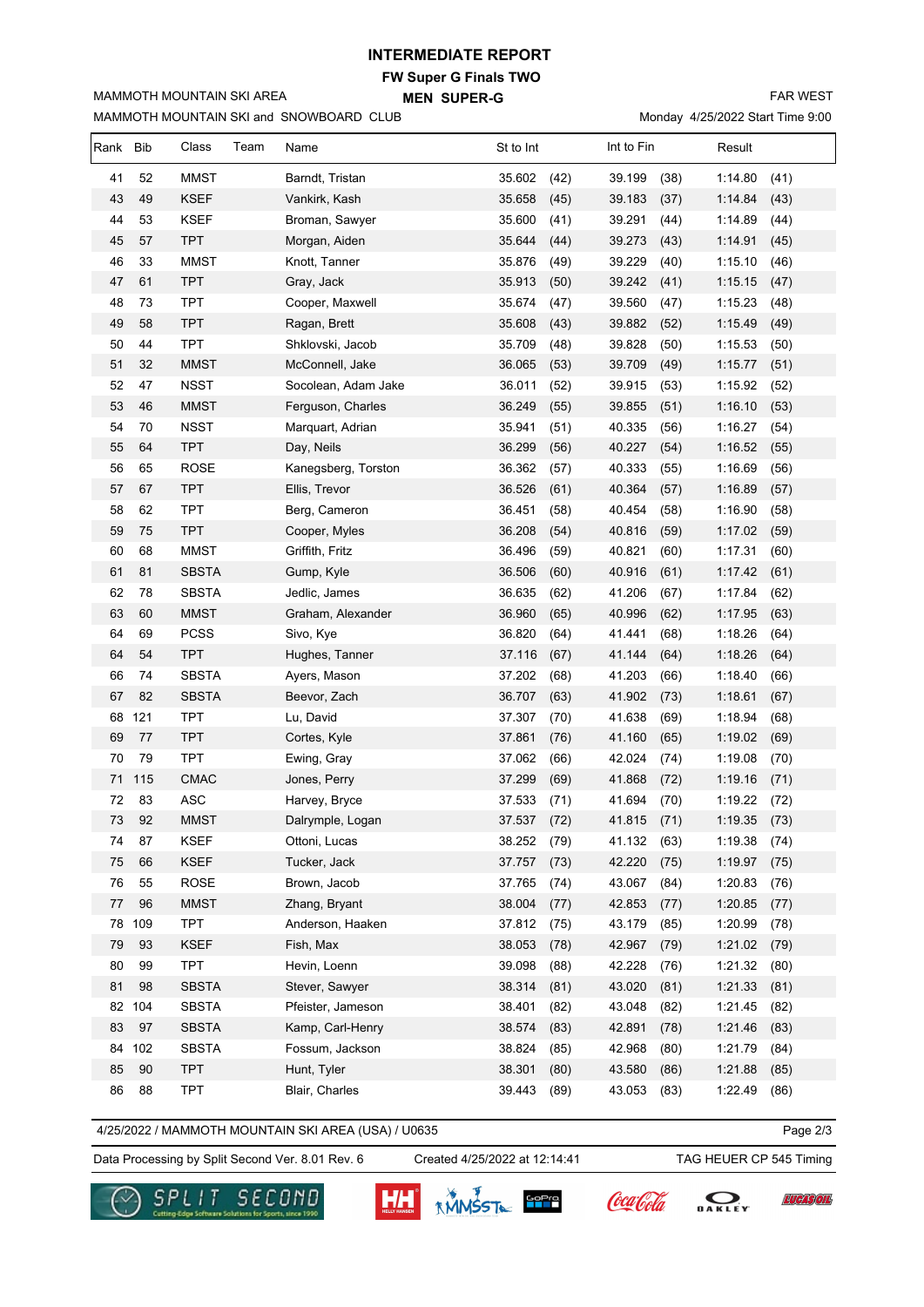# INTERMEDIATE REPORT

## FW Super G Finals TWO

### MEN SUPER-G

MAMMOTH MOUNTAIN SKI AREA

MAMMOTH MOUNTAIN SKI and SNOWBOARD CLUB

FAR WEST

Monday 4/25/2022 Start Time 9:00

| Rank | Bib | Class | Team | Name | St to Int | | Int to Fin | | Result | |
|---|---|---|---|---|---|---|---|---|---|---|
| 41 | 52 | MMST | | Barndt, Tristan | 35.602 | (42) | 39.199 | (38) | 1:14.80 | (41) |
| 43 | 49 | KSEF | | Vankirk, Kash | 35.658 | (45) | 39.183 | (37) | 1:14.84 | (43) |
| 44 | 53 | KSEF | | Broman, Sawyer | 35.600 | (41) | 39.291 | (44) | 1:14.89 | (44) |
| 45 | 57 | TPT | | Morgan, Aiden | 35.644 | (44) | 39.273 | (43) | 1:14.91 | (45) |
| 46 | 33 | MMST | | Knott, Tanner | 35.876 | (49) | 39.229 | (40) | 1:15.10 | (46) |
| 47 | 61 | TPT | | Gray, Jack | 35.913 | (50) | 39.242 | (41) | 1:15.15 | (47) |
| 48 | 73 | TPT | | Cooper, Maxwell | 35.674 | (47) | 39.560 | (47) | 1:15.23 | (48) |
| 49 | 58 | TPT | | Ragan, Brett | 35.608 | (43) | 39.882 | (52) | 1:15.49 | (49) |
| 50 | 44 | TPT | | Shklovski, Jacob | 35.709 | (48) | 39.828 | (50) | 1:15.53 | (50) |
| 51 | 32 | MMST | | McConnell, Jake | 36.065 | (53) | 39.709 | (49) | 1:15.77 | (51) |
| 52 | 47 | NSST | | Socolean, Adam Jake | 36.011 | (52) | 39.915 | (53) | 1:15.92 | (52) |
| 53 | 46 | MMST | | Ferguson, Charles | 36.249 | (55) | 39.855 | (51) | 1:16.10 | (53) |
| 54 | 70 | NSST | | Marquart, Adrian | 35.941 | (51) | 40.335 | (56) | 1:16.27 | (54) |
| 55 | 64 | TPT | | Day, Neils | 36.299 | (56) | 40.227 | (54) | 1:16.52 | (55) |
| 56 | 65 | ROSE | | Kanegsberg, Torston | 36.362 | (57) | 40.333 | (55) | 1:16.69 | (56) |
| 57 | 67 | TPT | | Ellis, Trevor | 36.526 | (61) | 40.364 | (57) | 1:16.89 | (57) |
| 58 | 62 | TPT | | Berg, Cameron | 36.451 | (58) | 40.454 | (58) | 1:16.90 | (58) |
| 59 | 75 | TPT | | Cooper, Myles | 36.208 | (54) | 40.816 | (59) | 1:17.02 | (59) |
| 60 | 68 | MMST | | Griffith, Fritz | 36.496 | (59) | 40.821 | (60) | 1:17.31 | (60) |
| 61 | 81 | SBSTA | | Gump, Kyle | 36.506 | (60) | 40.916 | (61) | 1:17.42 | (61) |
| 62 | 78 | SBSTA | | Jedlic, James | 36.635 | (62) | 41.206 | (67) | 1:17.84 | (62) |
| 63 | 60 | MMST | | Graham, Alexander | 36.960 | (65) | 40.996 | (62) | 1:17.95 | (63) |
| 64 | 69 | PCSS | | Sivo, Kye | 36.820 | (64) | 41.441 | (68) | 1:18.26 | (64) |
| 64 | 54 | TPT | | Hughes, Tanner | 37.116 | (67) | 41.144 | (64) | 1:18.26 | (64) |
| 66 | 74 | SBSTA | | Ayers, Mason | 37.202 | (68) | 41.203 | (66) | 1:18.40 | (66) |
| 67 | 82 | SBSTA | | Beevor, Zach | 36.707 | (63) | 41.902 | (73) | 1:18.61 | (67) |
| 68 | 121 | TPT | | Lu, David | 37.307 | (70) | 41.638 | (69) | 1:18.94 | (68) |
| 69 | 77 | TPT | | Cortes, Kyle | 37.861 | (76) | 41.160 | (65) | 1:19.02 | (69) |
| 70 | 79 | TPT | | Ewing, Gray | 37.062 | (66) | 42.024 | (74) | 1:19.08 | (70) |
| 71 | 115 | CMAC | | Jones, Perry | 37.299 | (69) | 41.868 | (72) | 1:19.16 | (71) |
| 72 | 83 | ASC | | Harvey, Bryce | 37.533 | (71) | 41.694 | (70) | 1:19.22 | (72) |
| 73 | 92 | MMST | | Dalrymple, Logan | 37.537 | (72) | 41.815 | (71) | 1:19.35 | (73) |
| 74 | 87 | KSEF | | Ottoni, Lucas | 38.252 | (79) | 41.132 | (63) | 1:19.38 | (74) |
| 75 | 66 | KSEF | | Tucker, Jack | 37.757 | (73) | 42.220 | (75) | 1:19.97 | (75) |
| 76 | 55 | ROSE | | Brown, Jacob | 37.765 | (74) | 43.067 | (84) | 1:20.83 | (76) |
| 77 | 96 | MMST | | Zhang, Bryant | 38.004 | (77) | 42.853 | (77) | 1:20.85 | (77) |
| 78 | 109 | TPT | | Anderson, Haaken | 37.812 | (75) | 43.179 | (85) | 1:20.99 | (78) |
| 79 | 93 | KSEF | | Fish, Max | 38.053 | (78) | 42.967 | (79) | 1:21.02 | (79) |
| 80 | 99 | TPT | | Hevin, Loenn | 39.098 | (88) | 42.228 | (76) | 1:21.32 | (80) |
| 81 | 98 | SBSTA | | Stever, Sawyer | 38.314 | (81) | 43.020 | (81) | 1:21.33 | (81) |
| 82 | 104 | SBSTA | | Pfeister, Jameson | 38.401 | (82) | 43.048 | (82) | 1:21.45 | (82) |
| 83 | 97 | SBSTA | | Kamp, Carl-Henry | 38.574 | (83) | 42.891 | (78) | 1:21.46 | (83) |
| 84 | 102 | SBSTA | | Fossum, Jackson | 38.824 | (85) | 42.968 | (80) | 1:21.79 | (84) |
| 85 | 90 | TPT | | Hunt, Tyler | 38.301 | (80) | 43.580 | (86) | 1:21.88 | (85) |
| 86 | 88 | TPT | | Blair, Charles | 39.443 | (89) | 43.053 | (83) | 1:22.49 | (86) |

4/25/2022 / MAMMOTH MOUNTAIN SKI AREA (USA) / U0635

Data Processing by Split Second Ver. 8.01 Rev. 6 | Created 4/25/2022 at 12:14:41 | TAG HEUER CP 545 Timing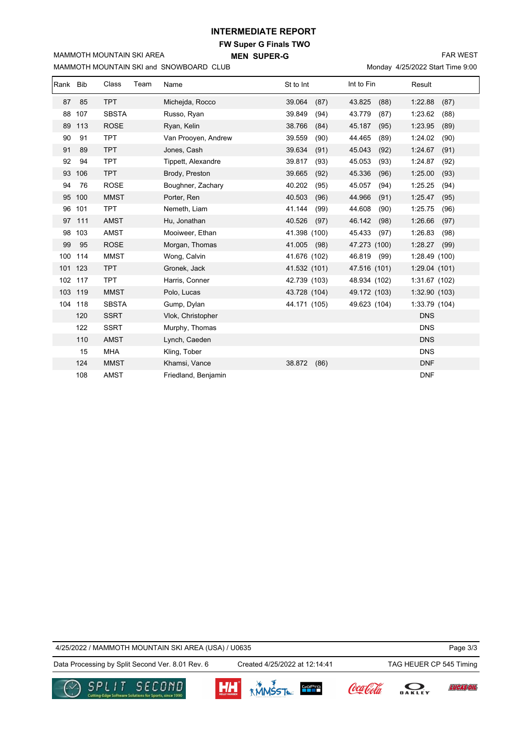# INTERMEDIATE REPORT

**FW Super G Finals TWO**

**MEN SUPER-G**

MAMMOTH MOUNTAIN SKI AREA

FAR WEST

MAMMOTH MOUNTAIN SKI and SNOWBOARD CLUB

Monday 4/25/2022 Start Time 9:00

| Rank | Bib | Class | Team | Name | St to Int | | Int to Fin | | Result | |
|---|---|---|---|---|---|---|---|---|---|---|
| 87 | 85 | TPT | | Michejda, Rocco | 39.064 | (87) | 43.825 | (88) | 1:22.88 | (87) |
| 88 | 107 | SBSTA | | Russo, Ryan | 39.849 | (94) | 43.779 | (87) | 1:23.62 | (88) |
| 89 | 113 | ROSE | | Ryan, Kelin | 38.766 | (84) | 45.187 | (95) | 1:23.95 | (89) |
| 90 | 91 | TPT | | Van Prooyen, Andrew | 39.559 | (90) | 44.465 | (89) | 1:24.02 | (90) |
| 91 | 89 | TPT | | Jones, Cash | 39.634 | (91) | 45.043 | (92) | 1:24.67 | (91) |
| 92 | 94 | TPT | | Tippett, Alexandre | 39.817 | (93) | 45.053 | (93) | 1:24.87 | (92) |
| 93 | 106 | TPT | | Brody, Preston | 39.665 | (92) | 45.336 | (96) | 1:25.00 | (93) |
| 94 | 76 | ROSE | | Boughner, Zachary | 40.202 | (95) | 45.057 | (94) | 1:25.25 | (94) |
| 95 | 100 | MMST | | Porter, Ren | 40.503 | (96) | 44.966 | (91) | 1:25.47 | (95) |
| 96 | 101 | TPT | | Nemeth, Liam | 41.144 | (99) | 44.608 | (90) | 1:25.75 | (96) |
| 97 | 111 | AMST | | Hu, Jonathan | 40.526 | (97) | 46.142 | (98) | 1:26.66 | (97) |
| 98 | 103 | AMST | | Mooiweer, Ethan | 41.398 | (100) | 45.433 | (97) | 1:26.83 | (98) |
| 99 | 95 | ROSE | | Morgan, Thomas | 41.005 | (98) | 47.273 | (100) | 1:28.27 | (99) |
| 100 | 114 | MMST | | Wong, Calvin | 41.676 | (102) | 46.819 | (99) | 1:28.49 | (100) |
| 101 | 123 | TPT | | Gronek, Jack | 41.532 | (101) | 47.516 | (101) | 1:29.04 | (101) |
| 102 | 117 | TPT | | Harris, Conner | 42.739 | (103) | 48.934 | (102) | 1:31.67 | (102) |
| 103 | 119 | MMST | | Polo, Lucas | 43.728 | (104) | 49.172 | (103) | 1:32.90 | (103) |
| 104 | 118 | SBSTA | | Gump, Dylan | 44.171 | (105) | 49.623 | (104) | 1:33.79 | (104) |
| | 120 | SSRT | | Vlok, Christopher | | | | | DNS | |
| | 122 | SSRT | | Murphy, Thomas | | | | | DNS | |
| | 110 | AMST | | Lynch, Caeden | | | | | DNS | |
| | 15 | MHA | | Kling, Tober | | | | | DNS | |
| | 124 | MMST | | Khamsi, Vance | 38.872 | (86) | | | DNF | |
| | 108 | AMST | | Friedland, Benjamin | | | | | DNF | |

4/25/2022 / MAMMOTH MOUNTAIN SKI AREA (USA) / U0635

Data Processing by Split Second Ver. 8.01 Rev. 6 | Created 4/25/2022 at 12:14:41 | TAG HEUER CP 545 Timing